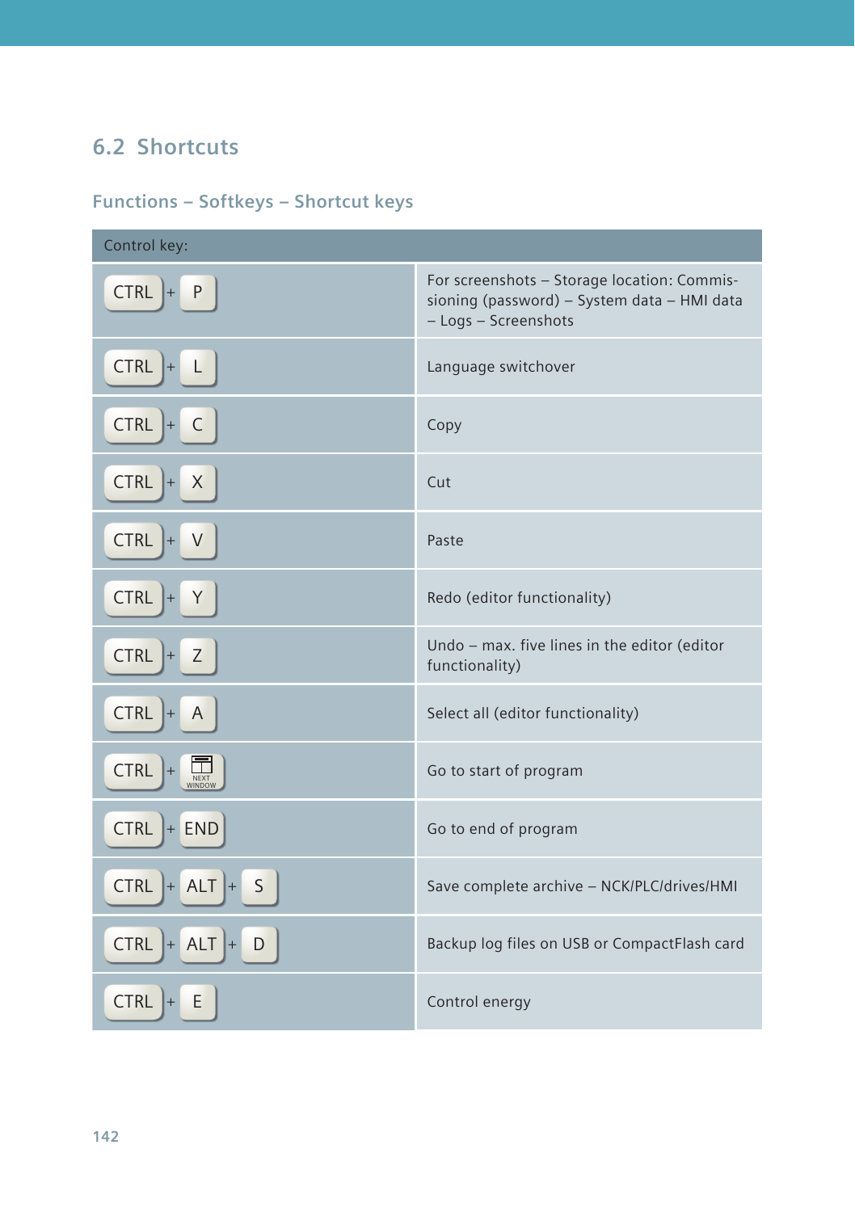## 6.2 Shortcuts

### Functions – Softkeys – Shortcut keys

| Control key: | |
|---|---|
| CTRL + P | For screenshots – Storage location: Commissioning (password) – System data – HMI data – Logs – Screenshots |
| CTRL + L | Language switchover |
| CTRL + C | Copy |
| CTRL + X | Cut |
| CTRL + V | Paste |
| CTRL + Y | Redo (editor functionality) |
| CTRL + Z | Undo – max. five lines in the editor (editor functionality) |
| CTRL + A | Select all (editor functionality) |
| CTRL + NEXT WINDOW | Go to start of program |
| CTRL + END | Go to end of program |
| CTRL + ALT + S | Save complete archive – NCK/PLC/drives/HMI |
| CTRL + ALT + D | Backup log files on USB or CompactFlash card |
| CTRL + E | Control energy |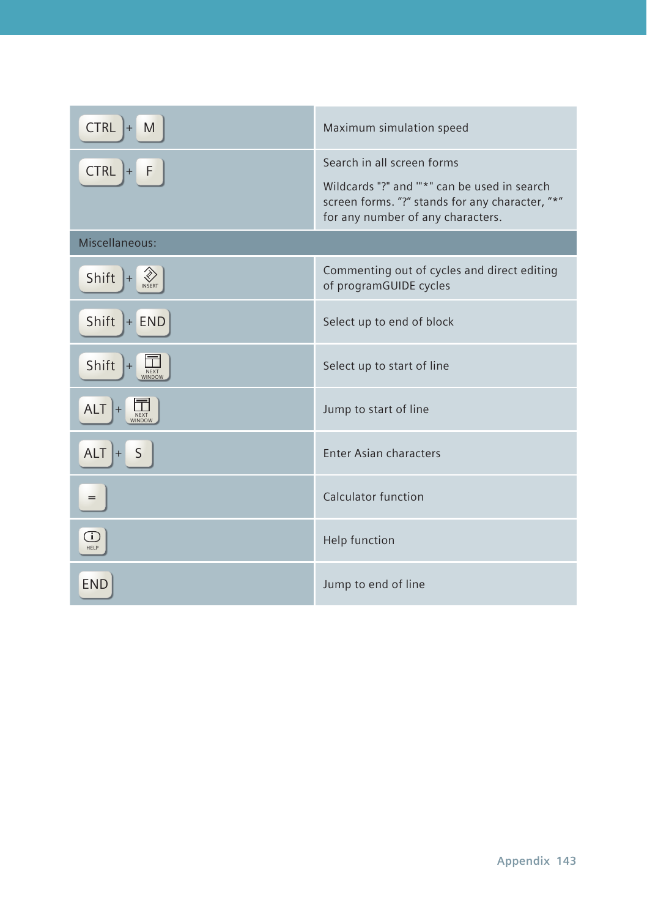| Key combination | Function |
|---|---|
| CTRL + M | Maximum simulation speed |
| CTRL + F | Search in all screen forms<br><br>Wildcards "?" and ""*" can be used in search screen forms. “?” stands for any character, “*” for any number of any characters. |
| **Miscellaneous:** | |
| Shift + INSERT | Commenting out of cycles and direct editing of programGUIDE cycles |
| Shift + END | Select up to end of block |
| Shift + NEXT WINDOW | Select up to start of line |
| ALT + NEXT WINDOW | Jump to start of line |
| ALT + S | Enter Asian characters |
| = | Calculator function |
| HELP | Help function |
| END | Jump to end of line |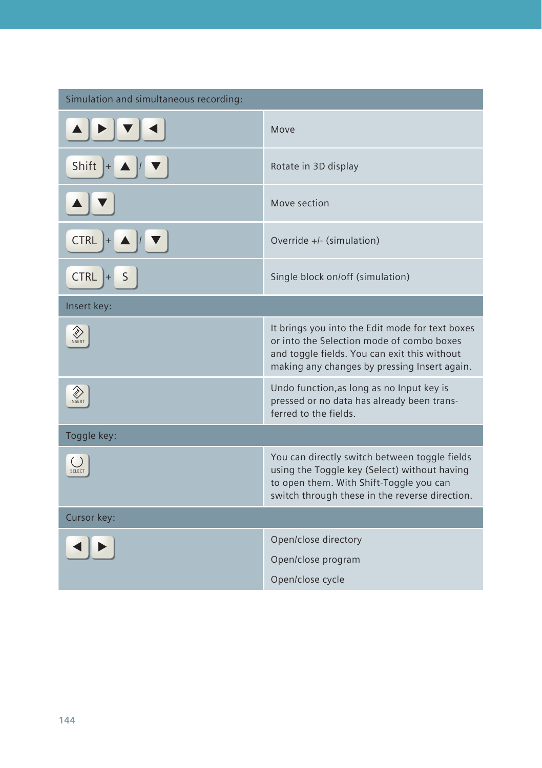| | |
|---|---|
| **Simulation and simultaneous recording:** | |
| ▲ ▶ ▼ ◀ | Move |
| Shift + ▲ / ▼ | Rotate in 3D display |
| ▲ ▼ | Move section |
| CTRL + ▲ / ▼ | Override +/- (simulation) |
| CTRL + S | Single block on/off (simulation) |
| **Insert key:** | |
| INSERT | It brings you into the Edit mode for text boxes or into the Selection mode of combo boxes and toggle fields. You can exit this without making any changes by pressing Insert again. |
| INSERT | Undo function,as long as no Input key is pressed or no data has already been transferred to the fields. |
| **Toggle key:** | |
| SELECT | You can directly switch between toggle fields using the Toggle key (Select) without having to open them. With Shift-Toggle you can switch through these in the reverse direction. |
| **Cursor key:** | |
| ◀ ▶ | Open/close directory<br>Open/close program<br>Open/close cycle |